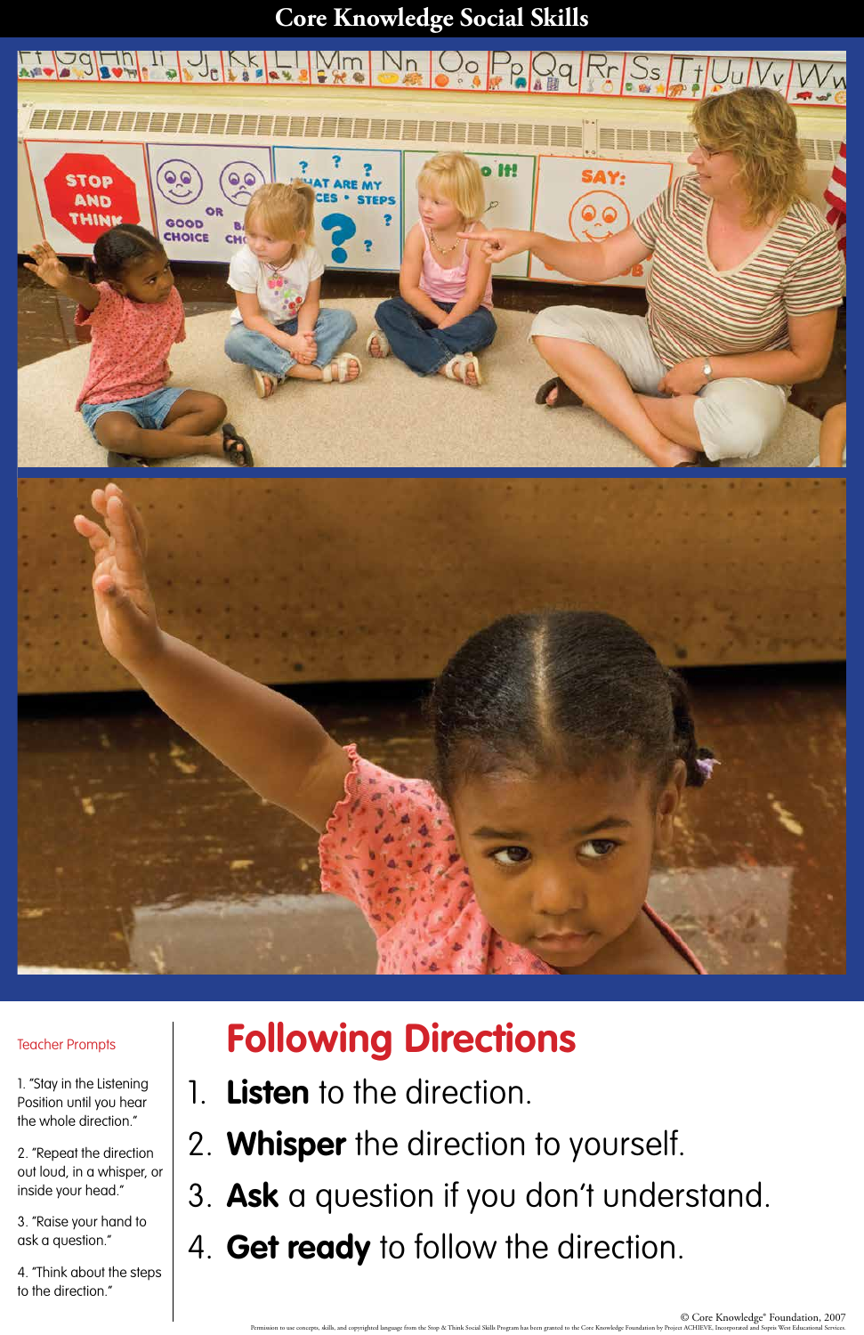# Core Knowledge Social Skills

## Following Directions

1. **Listen** to the direction.
2. **Whisper** the direction to yourself.
3. **Ask** a question if you don't understand.
4. **Get ready** to follow the direction.

### Teacher Prompts

1. "Stay in the Listening Position until you hear the whole direction."

2. "Repeat the direction out loud, in a whisper, or inside your head."

3. "Raise your hand to ask a question."

4. "Think about the steps to the direction."

© Core Knowledge® Foundation, 2007

Permission to use concepts, skills, and copyrighted language from the Stop & Think Social Skills Program has been granted to the Core Knowledge Foundation by Project ACHIEVE, Incorporated and Sopris West Educational Services.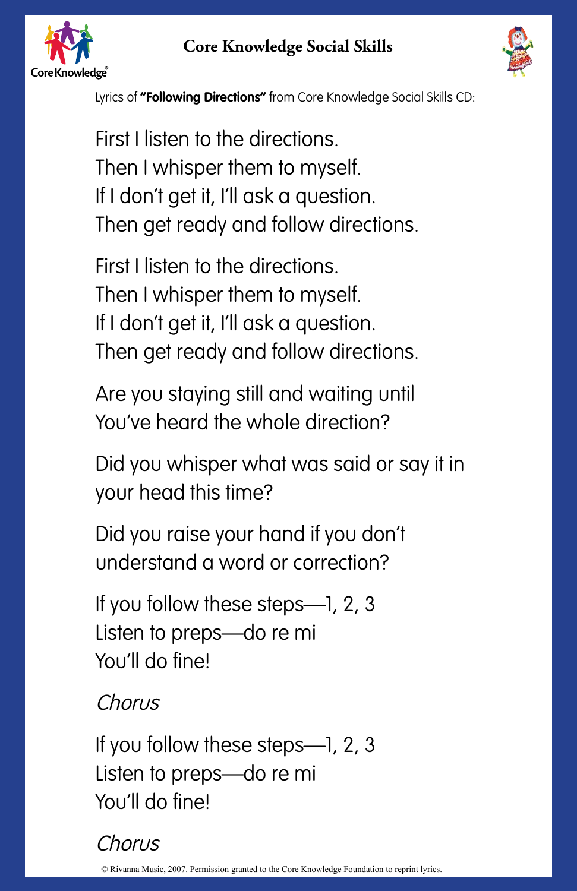# Core Knowledge Social Skills

Lyrics of **"Following Directions"** from Core Knowledge Social Skills CD:

First I listen to the directions.
Then I whisper them to myself.
If I don't get it, I'll ask a question.
Then get ready and follow directions.

First I listen to the directions.
Then I whisper them to myself.
If I don't get it, I'll ask a question.
Then get ready and follow directions.

Are you staying still and waiting until
You've heard the whole direction?

Did you whisper what was said or say it in your head this time?

Did you raise your hand if you don't understand a word or correction?

If you follow these steps—1, 2, 3
Listen to preps—do re mi
You'll do fine!

*Chorus*

If you follow these steps—1, 2, 3
Listen to preps—do re mi
You'll do fine!

*Chorus*

© Rivanna Music, 2007. Permission granted to the Core Knowledge Foundation to reprint lyrics.